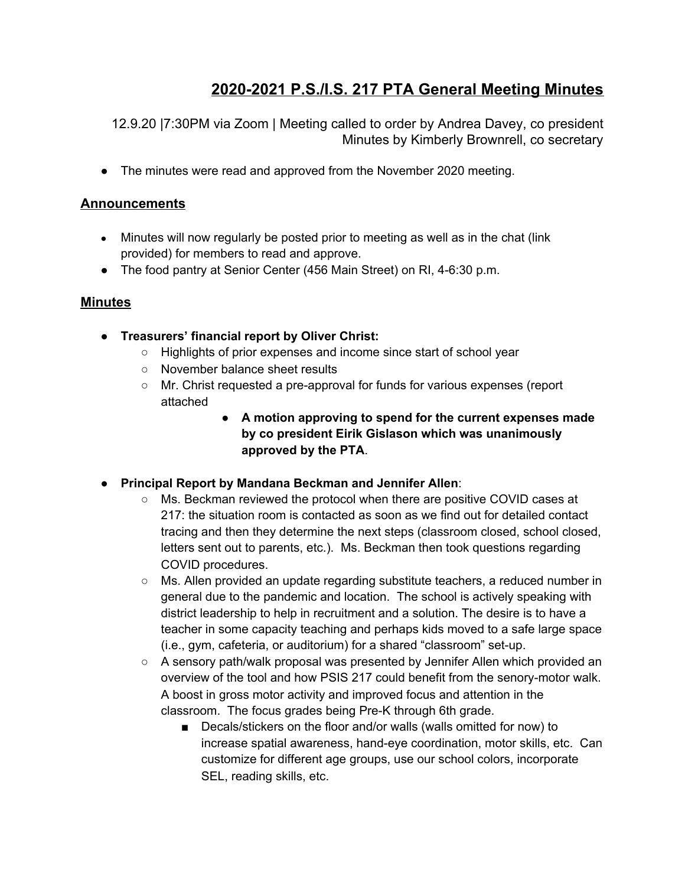# 2020-2021 P.S./I.S. 217 PTA General Meeting Minutes

12.9.20 |7:30PM via Zoom | Meeting called to order by Andrea Davey, co president
Minutes by Kimberly Brownrell, co secretary

- The minutes were read and approved from the November 2020 meeting.

## Announcements

- Minutes will now regularly be posted prior to meeting as well as in the chat (link provided) for members to read and approve.
- The food pantry at Senior Center (456 Main Street) on RI, 4-6:30 p.m.

## Minutes

- **Treasurers' financial report by Oliver Christ:**
  - Highlights of prior expenses and income since start of school year
  - November balance sheet results
  - Mr. Christ requested a pre-approval for funds for various expenses (report attached
    - **A motion approving to spend for the current expenses made by co president Eirik Gislason which was unanimously approved by the PTA**.
- **Principal Report by Mandana Beckman and Jennifer Allen**:
  - Ms. Beckman reviewed the protocol when there are positive COVID cases at 217: the situation room is contacted as soon as we find out for detailed contact tracing and then they determine the next steps (classroom closed, school closed, letters sent out to parents, etc.). Ms. Beckman then took questions regarding COVID procedures.
  - Ms. Allen provided an update regarding substitute teachers, a reduced number in general due to the pandemic and location. The school is actively speaking with district leadership to help in recruitment and a solution. The desire is to have a teacher in some capacity teaching and perhaps kids moved to a safe large space (i.e., gym, cafeteria, or auditorium) for a shared "classroom" set-up.
  - A sensory path/walk proposal was presented by Jennifer Allen which provided an overview of the tool and how PSIS 217 could benefit from the senory-motor walk. A boost in gross motor activity and improved focus and attention in the classroom. The focus grades being Pre-K through 6th grade.
    - Decals/stickers on the floor and/or walls (walls omitted for now) to increase spatial awareness, hand-eye coordination, motor skills, etc. Can customize for different age groups, use our school colors, incorporate SEL, reading skills, etc.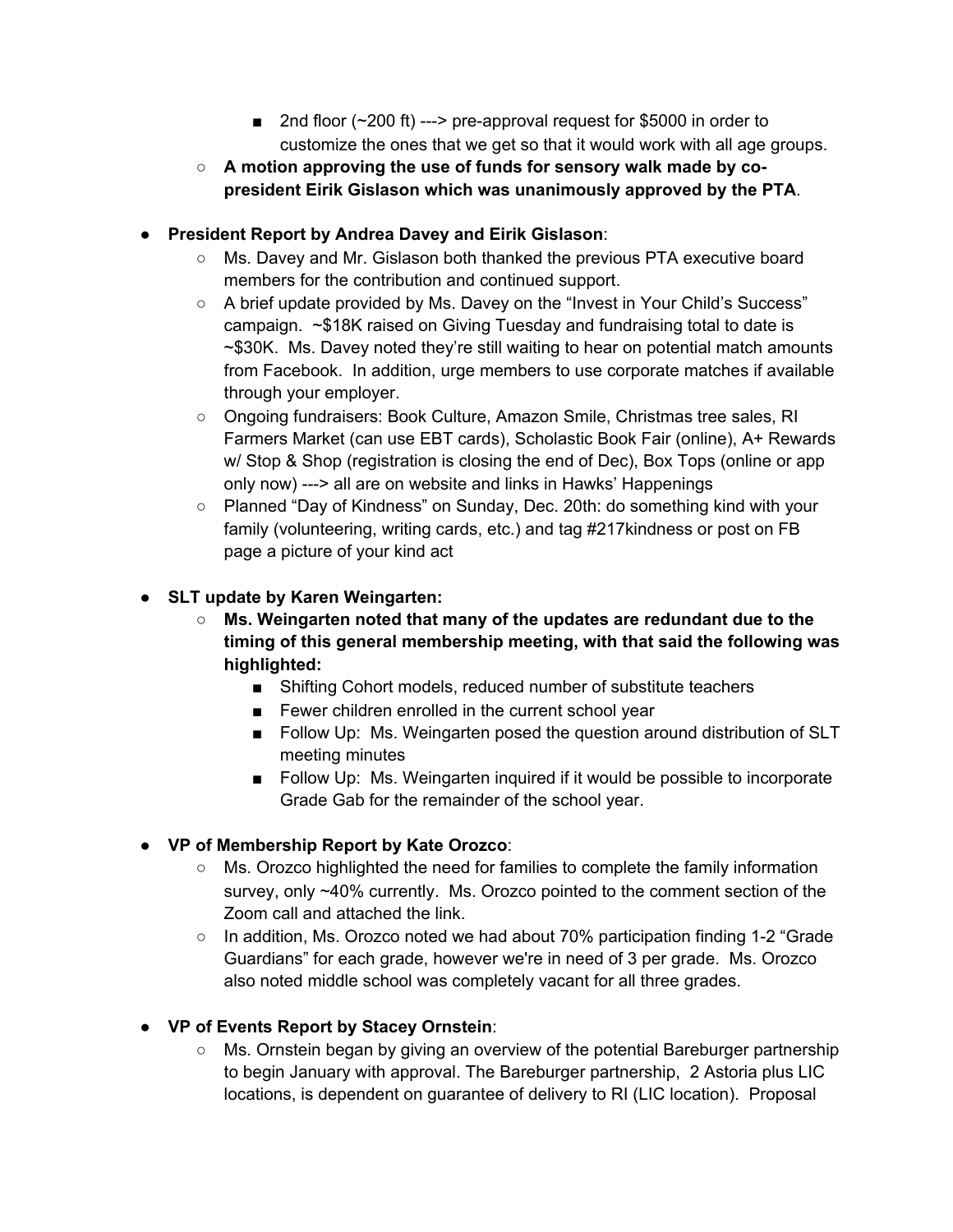- 2nd floor (~200 ft) ---> pre-approval request for $5000 in order to customize the ones that we get so that it would work with all age groups.
    - **A motion approving the use of funds for sensory walk made by co-president Eirik Gislason which was unanimously approved by the PTA**.

- **President Report by Andrea Davey and Eirik Gislason**:
    - Ms. Davey and Mr. Gislason both thanked the previous PTA executive board members for the contribution and continued support.
    - A brief update provided by Ms. Davey on the "Invest in Your Child's Success" campaign. ~$18K raised on Giving Tuesday and fundraising total to date is ~$30K. Ms. Davey noted they're still waiting to hear on potential match amounts from Facebook. In addition, urge members to use corporate matches if available through your employer.
    - Ongoing fundraisers: Book Culture, Amazon Smile, Christmas tree sales, RI Farmers Market (can use EBT cards), Scholastic Book Fair (online), A+ Rewards w/ Stop & Shop (registration is closing the end of Dec), Box Tops (online or app only now) ---> all are on website and links in Hawks' Happenings
    - Planned "Day of Kindness" on Sunday, Dec. 20th: do something kind with your family (volunteering, writing cards, etc.) and tag #217kindness or post on FB page a picture of your kind act

- **SLT update by Karen Weingarten:**
    - **Ms. Weingarten noted that many of the updates are redundant due to the timing of this general membership meeting, with that said the following was highlighted:**
        - Shifting Cohort models, reduced number of substitute teachers
        - Fewer children enrolled in the current school year
        - Follow Up: Ms. Weingarten posed the question around distribution of SLT meeting minutes
        - Follow Up: Ms. Weingarten inquired if it would be possible to incorporate Grade Gab for the remainder of the school year.

- **VP of Membership Report by Kate Orozco**:
    - Ms. Orozco highlighted the need for families to complete the family information survey, only ~40% currently. Ms. Orozco pointed to the comment section of the Zoom call and attached the link.
    - In addition, Ms. Orozco noted we had about 70% participation finding 1-2 "Grade Guardians" for each grade, however we're in need of 3 per grade. Ms. Orozco also noted middle school was completely vacant for all three grades.

- **VP of Events Report by Stacey Ornstein**:
    - Ms. Ornstein began by giving an overview of the potential Bareburger partnership to begin January with approval. The Bareburger partnership, 2 Astoria plus LIC locations, is dependent on guarantee of delivery to RI (LIC location). Proposal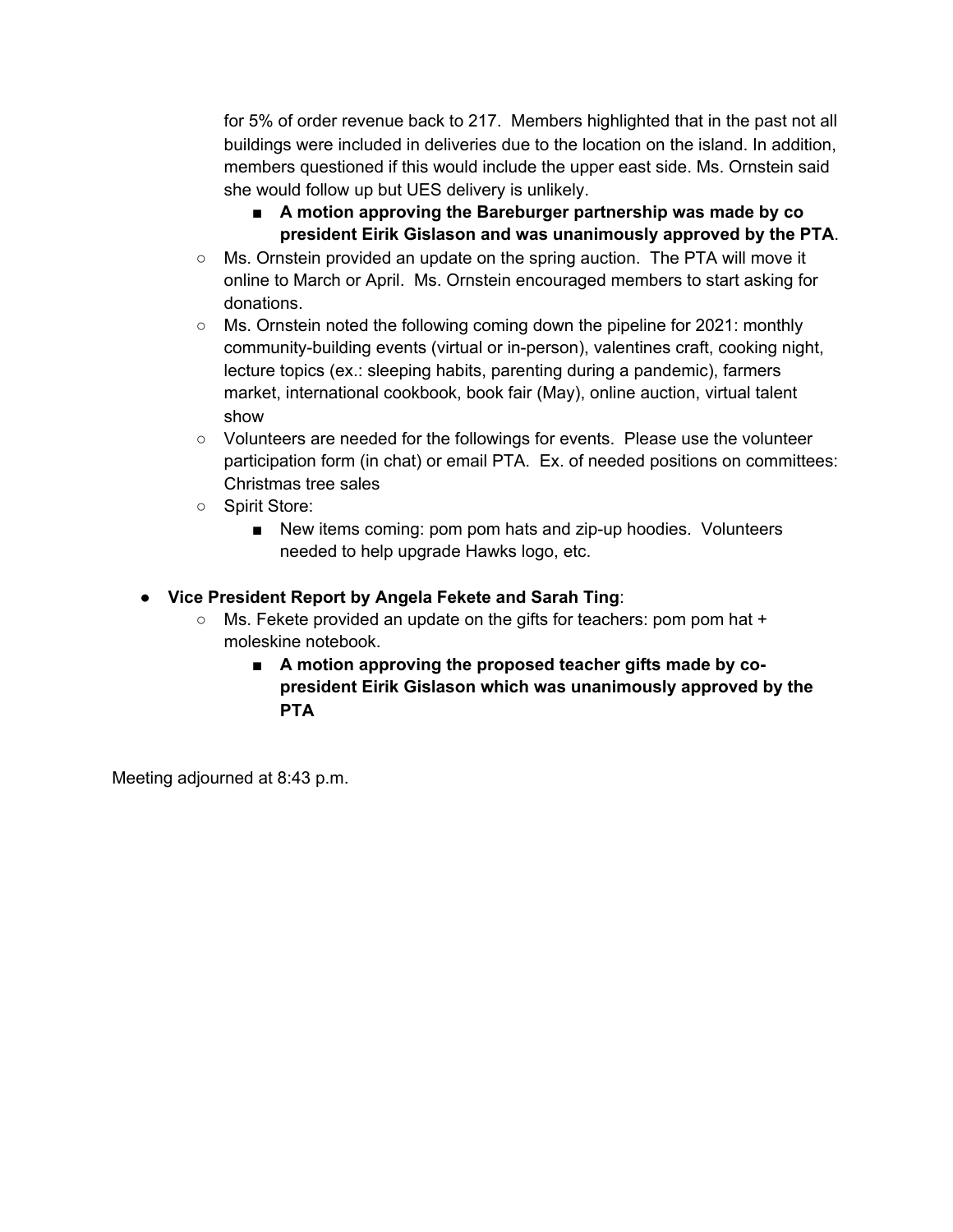for 5% of order revenue back to 217. Members highlighted that in the past not all buildings were included in deliveries due to the location on the island. In addition, members questioned if this would include the upper east side. Ms. Ornstein said she would follow up but UES delivery is unlikely.
        - **A motion approving the Bareburger partnership was made by co president Eirik Gislason and was unanimously approved by the PTA**.
    - Ms. Ornstein provided an update on the spring auction. The PTA will move it online to March or April. Ms. Ornstein encouraged members to start asking for donations.
    - Ms. Ornstein noted the following coming down the pipeline for 2021: monthly community-building events (virtual or in-person), valentines craft, cooking night, lecture topics (ex.: sleeping habits, parenting during a pandemic), farmers market, international cookbook, book fair (May), online auction, virtual talent show
    - Volunteers are needed for the followings for events. Please use the volunteer participation form (in chat) or email PTA. Ex. of needed positions on committees: Christmas tree sales
    - Spirit Store:
        - New items coming: pom pom hats and zip-up hoodies. Volunteers needed to help upgrade Hawks logo, etc.

- **Vice President Report by Angela Fekete and Sarah Ting**:
    - Ms. Fekete provided an update on the gifts for teachers: pom pom hat + moleskine notebook.
        - **A motion approving the proposed teacher gifts made by co-president Eirik Gislason which was unanimously approved by the PTA**

Meeting adjourned at 8:43 p.m.